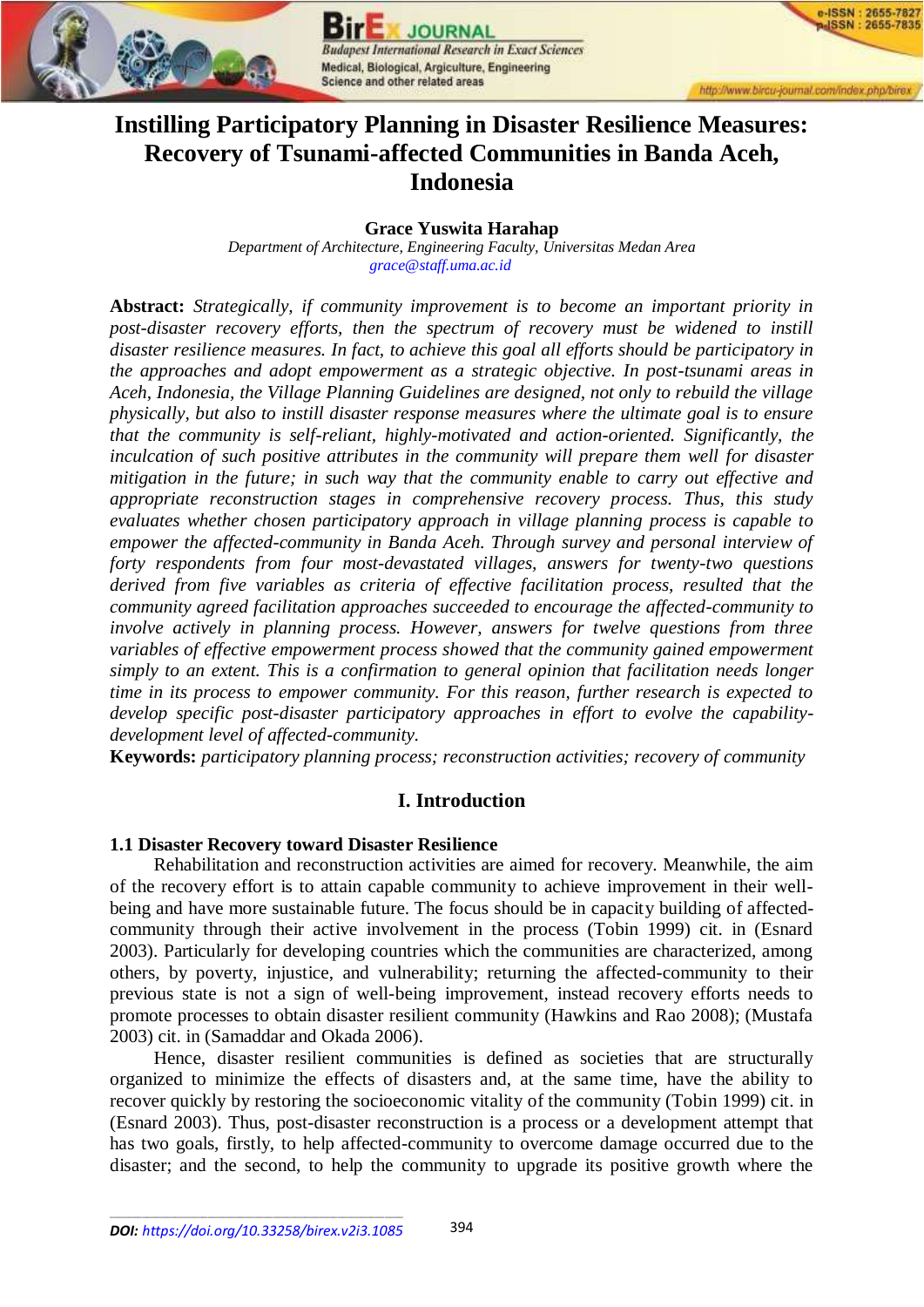# Instilling Participatory Planning in Disaster Resilience Measures: Recovery of Tsunami-affected Communities in Banda Aceh, Indonesia

**Grace Yuswita Harahap**
*Department of Architecture, Engineering Faculty, Universitas Medan Area*
grace@staff.uma.ac.id

**Abstract:** *Strategically, if community improvement is to become an important priority in post-disaster recovery efforts, then the spectrum of recovery must be widened to instill disaster resilience measures. In fact, to achieve this goal all efforts should be participatory in the approaches and adopt empowerment as a strategic objective. In post-tsunami areas in Aceh, Indonesia, the Village Planning Guidelines are designed, not only to rebuild the village physically, but also to instill disaster response measures where the ultimate goal is to ensure that the community is self-reliant, highly-motivated and action-oriented. Significantly, the inculcation of such positive attributes in the community will prepare them well for disaster mitigation in the future; in such way that the community enable to carry out effective and appropriate reconstruction stages in comprehensive recovery process. Thus, this study evaluates whether chosen participatory approach in village planning process is capable to empower the affected-community in Banda Aceh. Through survey and personal interview of forty respondents from four most-devastated villages, answers for twenty-two questions derived from five variables as criteria of effective facilitation process, resulted that the community agreed facilitation approaches succeeded to encourage the affected-community to involve actively in planning process. However, answers for twelve questions from three variables of effective empowerment process showed that the community gained empowerment simply to an extent. This is a confirmation to general opinion that facilitation needs longer time in its process to empower community. For this reason, further research is expected to develop specific post-disaster participatory approaches in effort to evolve the capability-development level of affected-community.*

**Keywords:** *participatory planning process; reconstruction activities; recovery of community*

## I. Introduction

### 1.1 Disaster Recovery toward Disaster Resilience

Rehabilitation and reconstruction activities are aimed for recovery. Meanwhile, the aim of the recovery effort is to attain capable community to achieve improvement in their well-being and have more sustainable future. The focus should be in capacity building of affected-community through their active involvement in the process (Tobin 1999) cit. in (Esnard 2003). Particularly for developing countries which the communities are characterized, among others, by poverty, injustice, and vulnerability; returning the affected-community to their previous state is not a sign of well-being improvement, instead recovery efforts needs to promote processes to obtain disaster resilient community (Hawkins and Rao 2008); (Mustafa 2003) cit. in (Samaddar and Okada 2006).

Hence, disaster resilient communities is defined as societies that are structurally organized to minimize the effects of disasters and, at the same time, have the ability to recover quickly by restoring the socioeconomic vitality of the community (Tobin 1999) cit. in (Esnard 2003). Thus, post-disaster reconstruction is a process or a development attempt that has two goals, firstly, to help affected-community to overcome damage occurred due to the disaster; and the second, to help the community to upgrade its positive growth where the

*DOI:* https://doi.org/10.33258/birex.v2i3.1085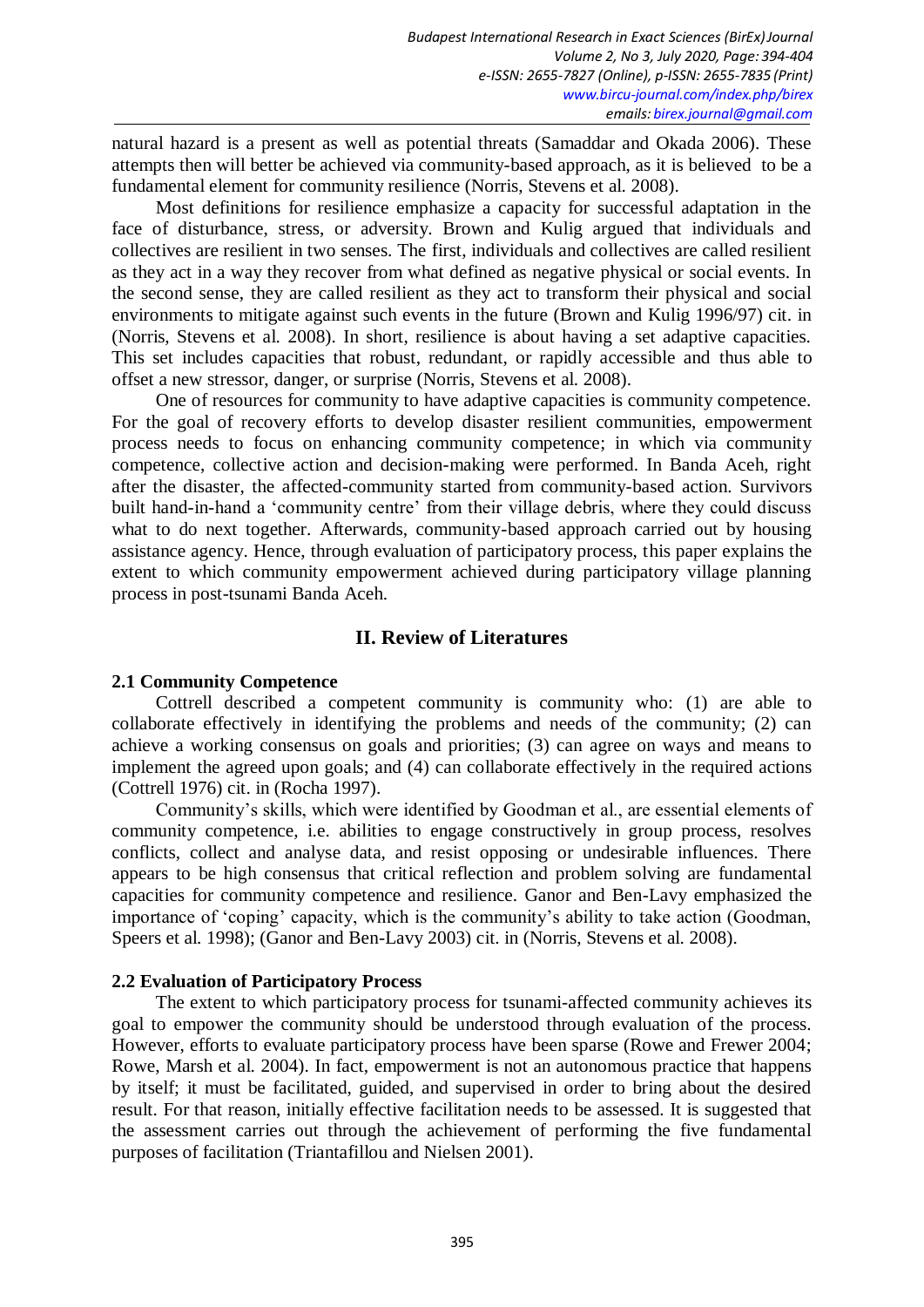natural hazard is a present as well as potential threats (Samaddar and Okada 2006). These attempts then will better be achieved via community-based approach, as it is believed to be a fundamental element for community resilience (Norris, Stevens et al. 2008).

Most definitions for resilience emphasize a capacity for successful adaptation in the face of disturbance, stress, or adversity. Brown and Kulig argued that individuals and collectives are resilient in two senses. The first, individuals and collectives are called resilient as they act in a way they recover from what defined as negative physical or social events. In the second sense, they are called resilient as they act to transform their physical and social environments to mitigate against such events in the future (Brown and Kulig 1996/97) cit. in (Norris, Stevens et al. 2008). In short, resilience is about having a set adaptive capacities. This set includes capacities that robust, redundant, or rapidly accessible and thus able to offset a new stressor, danger, or surprise (Norris, Stevens et al. 2008).

One of resources for community to have adaptive capacities is community competence. For the goal of recovery efforts to develop disaster resilient communities, empowerment process needs to focus on enhancing community competence; in which via community competence, collective action and decision-making were performed. In Banda Aceh, right after the disaster, the affected-community started from community-based action. Survivors built hand-in-hand a 'community centre' from their village debris, where they could discuss what to do next together. Afterwards, community-based approach carried out by housing assistance agency. Hence, through evaluation of participatory process, this paper explains the extent to which community empowerment achieved during participatory village planning process in post-tsunami Banda Aceh.

## II. Review of Literatures

### 2.1 Community Competence

Cottrell described a competent community is community who: (1) are able to collaborate effectively in identifying the problems and needs of the community; (2) can achieve a working consensus on goals and priorities; (3) can agree on ways and means to implement the agreed upon goals; and (4) can collaborate effectively in the required actions (Cottrell 1976) cit. in (Rocha 1997).

Community's skills, which were identified by Goodman et al., are essential elements of community competence, i.e. abilities to engage constructively in group process, resolves conflicts, collect and analyse data, and resist opposing or undesirable influences. There appears to be high consensus that critical reflection and problem solving are fundamental capacities for community competence and resilience. Ganor and Ben-Lavy emphasized the importance of 'coping' capacity, which is the community's ability to take action (Goodman, Speers et al. 1998); (Ganor and Ben-Lavy 2003) cit. in (Norris, Stevens et al. 2008).

### 2.2 Evaluation of Participatory Process

The extent to which participatory process for tsunami-affected community achieves its goal to empower the community should be understood through evaluation of the process. However, efforts to evaluate participatory process have been sparse (Rowe and Frewer 2004; Rowe, Marsh et al. 2004). In fact, empowerment is not an autonomous practice that happens by itself; it must be facilitated, guided, and supervised in order to bring about the desired result. For that reason, initially effective facilitation needs to be assessed. It is suggested that the assessment carries out through the achievement of performing the five fundamental purposes of facilitation (Triantafillou and Nielsen 2001).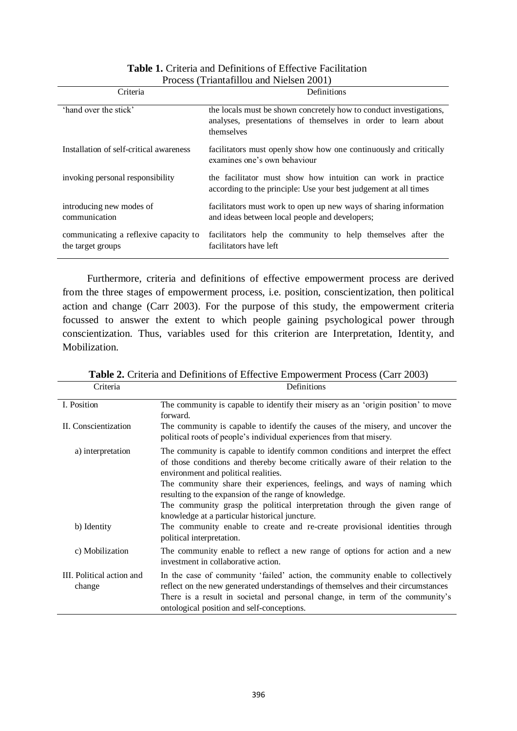**Table 1.** Criteria and Definitions of Effective Facilitation Process (Triantafillou and Nielsen 2001)

| Criteria | Definitions |
|---|---|
| 'hand over the stick' | the locals must be shown concretely how to conduct investigations, analyses, presentations of themselves in order to learn about themselves |
| Installation of self-critical awareness | facilitators must openly show how one continuously and critically examines one's own behaviour |
| invoking personal responsibility | the facilitator must show how intuition can work in practice according to the principle: Use your best judgement at all times |
| introducing new modes of communication | facilitators must work to open up new ways of sharing information and ideas between local people and developers; |
| communicating a reflexive capacity to the target groups | facilitators help the community to help themselves after the facilitators have left |

Furthermore, criteria and definitions of effective empowerment process are derived from the three stages of empowerment process, i.e. position, conscientization, then political action and change (Carr 2003). For the purpose of this study, the empowerment criteria focussed to answer the extent to which people gaining psychological power through conscientization. Thus, variables used for this criterion are Interpretation, Identity, and Mobilization.

**Table 2.** Criteria and Definitions of Effective Empowerment Process (Carr 2003)

| Criteria | Definitions |
|---|---|
| I. Position | The community is capable to identify their misery as an 'origin position' to move forward. |
| II. Conscientization | The community is capable to identify the causes of the misery, and uncover the political roots of people's individual experiences from that misery. |
| a) interpretation | The community is capable to identify common conditions and interpret the effect of those conditions and thereby become critically aware of their relation to the environment and political realities.<br>The community share their experiences, feelings, and ways of naming which resulting to the expansion of the range of knowledge.<br>The community grasp the political interpretation through the given range of knowledge at a particular historical juncture. |
| b) Identity | The community enable to create and re-create provisional identities through political interpretation. |
| c) Mobilization | The community enable to reflect a new range of options for action and a new investment in collaborative action. |
| III. Political action and change | In the case of community 'failed' action, the community enable to collectively reflect on the new generated understandings of themselves and their circumstances<br>There is a result in societal and personal change, in term of the community's ontological position and self-conceptions. |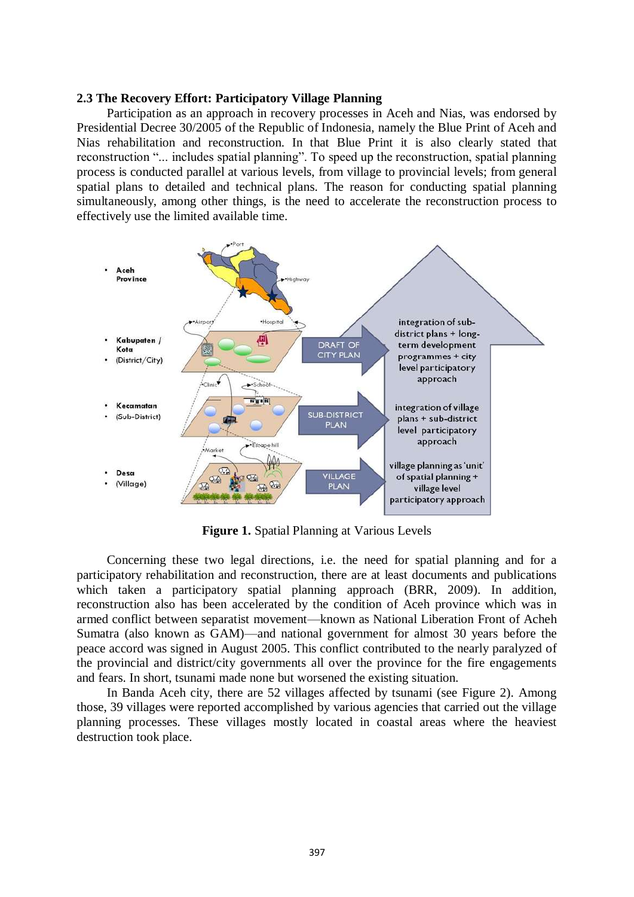### 2.3 The Recovery Effort: Participatory Village Planning

Participation as an approach in recovery processes in Aceh and Nias, was endorsed by Presidential Decree 30/2005 of the Republic of Indonesia, namely the Blue Print of Aceh and Nias rehabilitation and reconstruction. In that Blue Print it is also clearly stated that reconstruction "... includes spatial planning". To speed up the reconstruction, spatial planning process is conducted parallel at various levels, from village to provincial levels; from general spatial plans to detailed and technical plans. The reason for conducting spatial planning simultaneously, among other things, is the need to accelerate the reconstruction process to effectively use the limited available time.

**Figure 1.** Spatial Planning at Various Levels

Concerning these two legal directions, i.e. the need for spatial planning and for a participatory rehabilitation and reconstruction, there are at least documents and publications which taken a participatory spatial planning approach (BRR, 2009). In addition, reconstruction also has been accelerated by the condition of Aceh province which was in armed conflict between separatist movement—known as National Liberation Front of Acheh Sumatra (also known as GAM)—and national government for almost 30 years before the peace accord was signed in August 2005. This conflict contributed to the nearly paralyzed of the provincial and district/city governments all over the province for the fire engagements and fears. In short, tsunami made none but worsened the existing situation.

In Banda Aceh city, there are 52 villages affected by tsunami (see Figure 2). Among those, 39 villages were reported accomplished by various agencies that carried out the village planning processes. These villages mostly located in coastal areas where the heaviest destruction took place.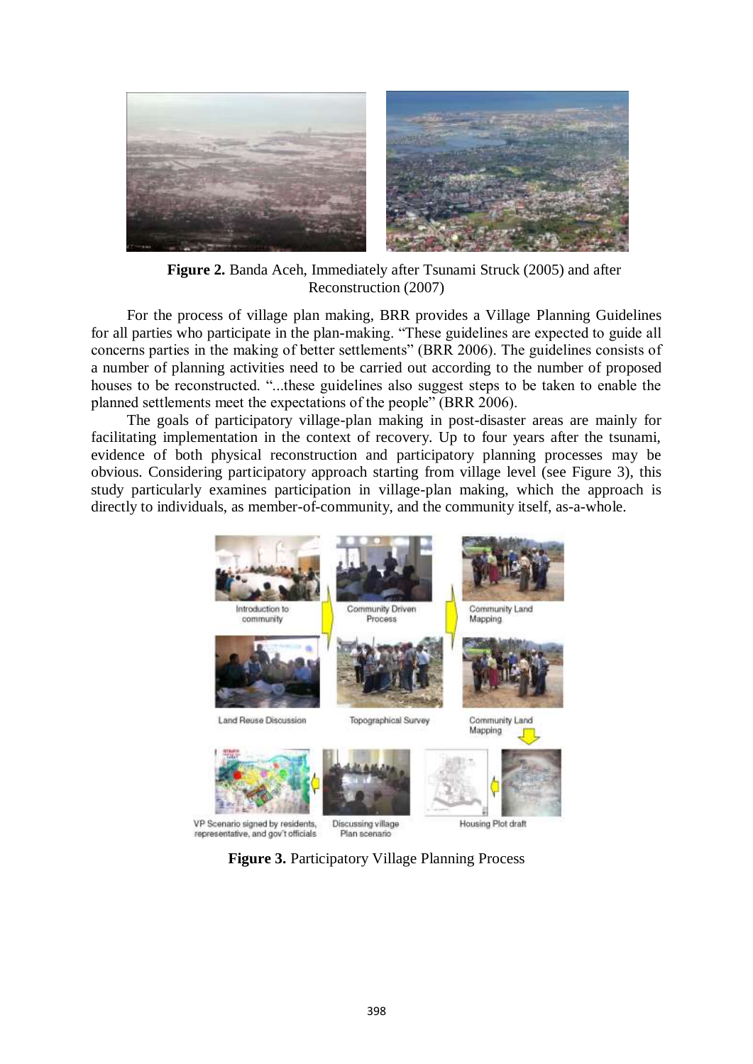**Figure 2.** Banda Aceh, Immediately after Tsunami Struck (2005) and after Reconstruction (2007)

For the process of village plan making, BRR provides a Village Planning Guidelines for all parties who participate in the plan-making. "These guidelines are expected to guide all concerns parties in the making of better settlements" (BRR 2006). The guidelines consists of a number of planning activities need to be carried out according to the number of proposed houses to be reconstructed. "...these guidelines also suggest steps to be taken to enable the planned settlements meet the expectations of the people" (BRR 2006).

The goals of participatory village-plan making in post-disaster areas are mainly for facilitating implementation in the context of recovery. Up to four years after the tsunami, evidence of both physical reconstruction and participatory planning processes may be obvious. Considering participatory approach starting from village level (see Figure 3), this study particularly examines participation in village-plan making, which the approach is directly to individuals, as member-of-community, and the community itself, as-a-whole.

Introduction to community · Community Driven Process · Community Land Mapping · Land Reuse Discussion · Topographical Survey · Community Land Mapping · Housing Plot draft · Discussing village Plan scenario · VP Scenario signed by residents, representative, and gov't officials

**Figure 3.** Participatory Village Planning Process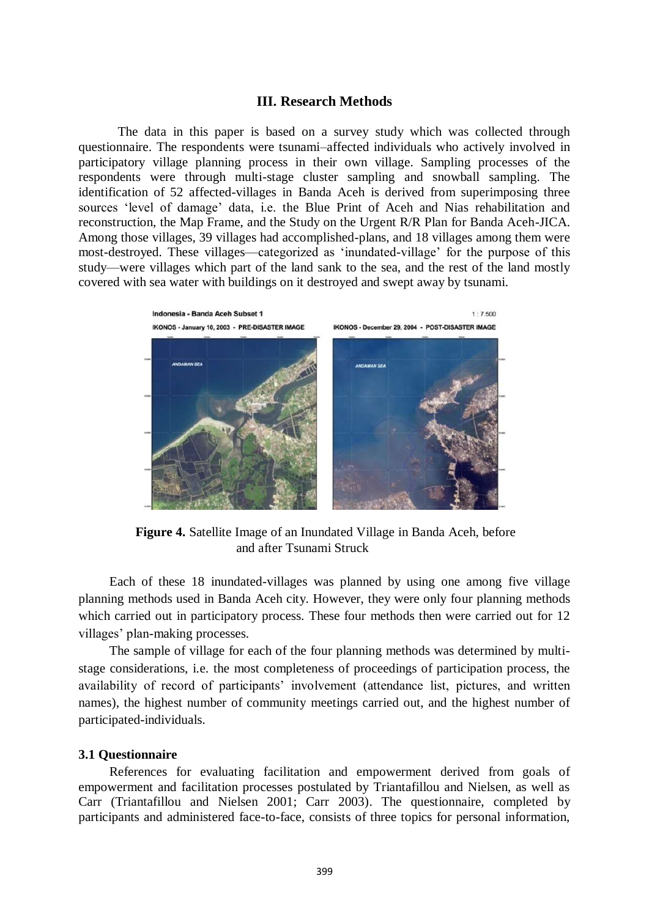## III. Research Methods

The data in this paper is based on a survey study which was collected through questionnaire. The respondents were tsunami–affected individuals who actively involved in participatory village planning process in their own village. Sampling processes of the respondents were through multi-stage cluster sampling and snowball sampling. The identification of 52 affected-villages in Banda Aceh is derived from superimposing three sources 'level of damage' data, i.e. the Blue Print of Aceh and Nias rehabilitation and reconstruction, the Map Frame, and the Study on the Urgent R/R Plan for Banda Aceh-JICA. Among those villages, 39 villages had accomplished-plans, and 18 villages among them were most-destroyed. These villages—categorized as 'inundated-village' for the purpose of this study—were villages which part of the land sank to the sea, and the rest of the land mostly covered with sea water with buildings on it destroyed and swept away by tsunami.

**Figure 4.** Satellite Image of an Inundated Village in Banda Aceh, before and after Tsunami Struck

Each of these 18 inundated-villages was planned by using one among five village planning methods used in Banda Aceh city. However, they were only four planning methods which carried out in participatory process. These four methods then were carried out for 12 villages' plan-making processes.

The sample of village for each of the four planning methods was determined by multi-stage considerations, i.e. the most completeness of proceedings of participation process, the availability of record of participants' involvement (attendance list, pictures, and written names), the highest number of community meetings carried out, and the highest number of participated-individuals.

### 3.1 Questionnaire

References for evaluating facilitation and empowerment derived from goals of empowerment and facilitation processes postulated by Triantafillou and Nielsen, as well as Carr (Triantafillou and Nielsen 2001; Carr 2003). The questionnaire, completed by participants and administered face-to-face, consists of three topics for personal information,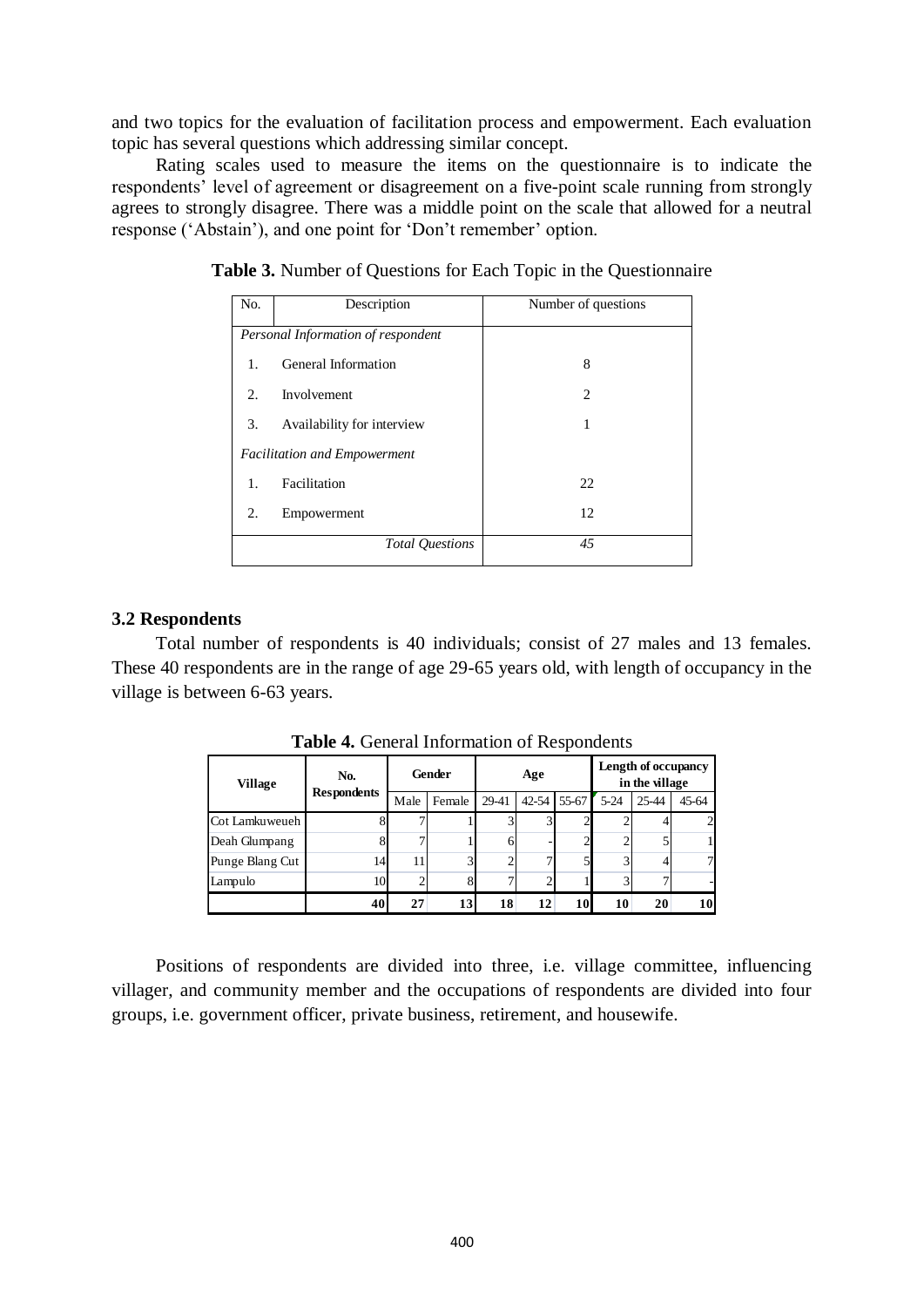and two topics for the evaluation of facilitation process and empowerment. Each evaluation topic has several questions which addressing similar concept.

Rating scales used to measure the items on the questionnaire is to indicate the respondents' level of agreement or disagreement on a five-point scale running from strongly agrees to strongly disagree. There was a middle point on the scale that allowed for a neutral response ('Abstain'), and one point for 'Don't remember' option.

**Table 3.** Number of Questions for Each Topic in the Questionnaire

| No. | Description | Number of questions |
|---|---|---|
| *Personal Information of respondent* | | |
| 1. | General Information | 8 |
| 2. | Involvement | 2 |
| 3. | Availability for interview | 1 |
| *Facilitation and Empowerment* | | |
| 1. | Facilitation | 22 |
| 2. | Empowerment | 12 |
| | *Total Questions* | *45* |

### 3.2 Respondents

Total number of respondents is 40 individuals; consist of 27 males and 13 females. These 40 respondents are in the range of age 29-65 years old, with length of occupancy in the village is between 6-63 years.

**Table 4.** General Information of Respondents

| Village | No. Respondents | Gender | | Age | | | Length of occupancy in the village | | |
|---|---|---|---|---|---|---|---|---|---|
| | | Male | Female | 29-41 | 42-54 | 55-67 | 5-24 | 25-44 | 45-64 |
| Cot Lamkuweueh | 8 | 7 | 1 | 3 | 3 | 2 | 2 | 4 | 2 |
| Deah Glumpang | 8 | 7 | 1 | 6 | - | 2 | 2 | 5 | 1 |
| Punge Blang Cut | 14 | 11 | 3 | 2 | 7 | 5 | 3 | 4 | 7 |
| Lampulo | 10 | 2 | 8 | 7 | 2 | 1 | 3 | 7 | - |
| | **40** | **27** | **13** | **18** | **12** | **10** | **10** | **20** | **10** |

Positions of respondents are divided into three, i.e. village committee, influencing villager, and community member and the occupations of respondents are divided into four groups, i.e. government officer, private business, retirement, and housewife.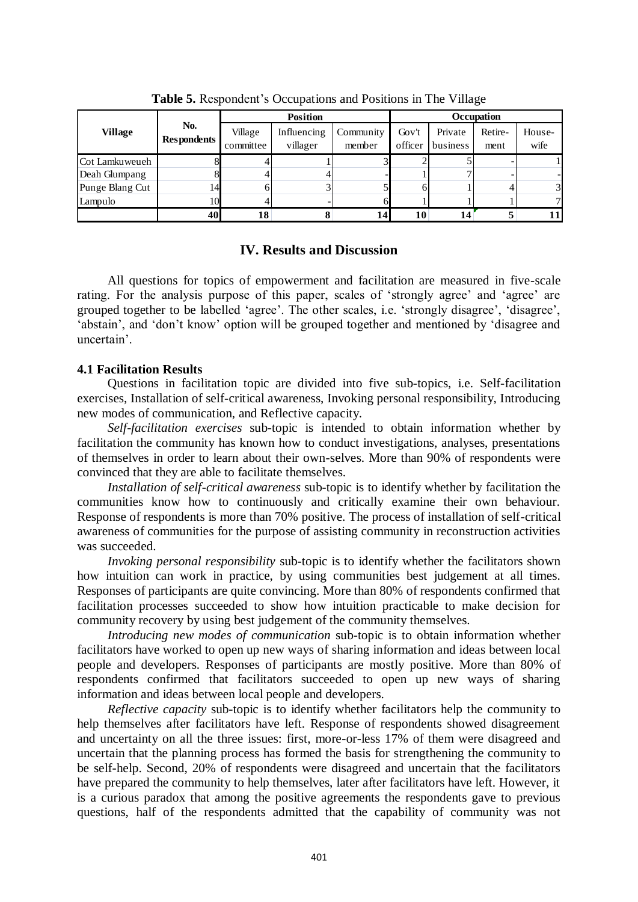**Table 5.** Respondent's Occupations and Positions in The Village

| Village | No. Respondents | Position | | | Occupation | | | |
|---|---|---|---|---|---|---|---|---|
| | | Village committee | Influencing villager | Community member | Gov't officer | Private business | Retire-ment | House-wife |
| Cot Lamkuweueh | 8 | 4 | 1 | 3 | 2 | 5 | - | 1 |
| Deah Glumpang | 8 | 4 | 4 | - | 1 | 7 | - | - |
| Punge Blang Cut | 14 | 6 | 3 | 5 | 6 | 1 | 4 | 3 |
| Lampulo | 10 | 4 | - | 6 | 1 | 1 | 1 | 7 |
| | **40** | **18** | **8** | **14** | **10** | **14** | **5** | **11** |

## IV. Results and Discussion

All questions for topics of empowerment and facilitation are measured in five-scale rating. For the analysis purpose of this paper, scales of 'strongly agree' and 'agree' are grouped together to be labelled 'agree'. The other scales, i.e. 'strongly disagree', 'disagree', 'abstain', and 'don't know' option will be grouped together and mentioned by 'disagree and uncertain'.

### 4.1 Facilitation Results

Questions in facilitation topic are divided into five sub-topics, i.e. Self-facilitation exercises, Installation of self-critical awareness, Invoking personal responsibility, Introducing new modes of communication, and Reflective capacity.

*Self-facilitation exercises* sub-topic is intended to obtain information whether by facilitation the community has known how to conduct investigations, analyses, presentations of themselves in order to learn about their own-selves. More than 90% of respondents were convinced that they are able to facilitate themselves.

*Installation of self-critical awareness* sub-topic is to identify whether by facilitation the communities know how to continuously and critically examine their own behaviour. Response of respondents is more than 70% positive. The process of installation of self-critical awareness of communities for the purpose of assisting community in reconstruction activities was succeeded.

*Invoking personal responsibility* sub-topic is to identify whether the facilitators shown how intuition can work in practice, by using communities best judgement at all times. Responses of participants are quite convincing. More than 80% of respondents confirmed that facilitation processes succeeded to show how intuition practicable to make decision for community recovery by using best judgement of the community themselves.

*Introducing new modes of communication* sub-topic is to obtain information whether facilitators have worked to open up new ways of sharing information and ideas between local people and developers. Responses of participants are mostly positive. More than 80% of respondents confirmed that facilitators succeeded to open up new ways of sharing information and ideas between local people and developers.

*Reflective capacity* sub-topic is to identify whether facilitators help the community to help themselves after facilitators have left. Response of respondents showed disagreement and uncertainty on all the three issues: first, more-or-less 17% of them were disagreed and uncertain that the planning process has formed the basis for strengthening the community to be self-help. Second, 20% of respondents were disagreed and uncertain that the facilitators have prepared the community to help themselves, later after facilitators have left. However, it is a curious paradox that among the positive agreements the respondents gave to previous questions, half of the respondents admitted that the capability of community was not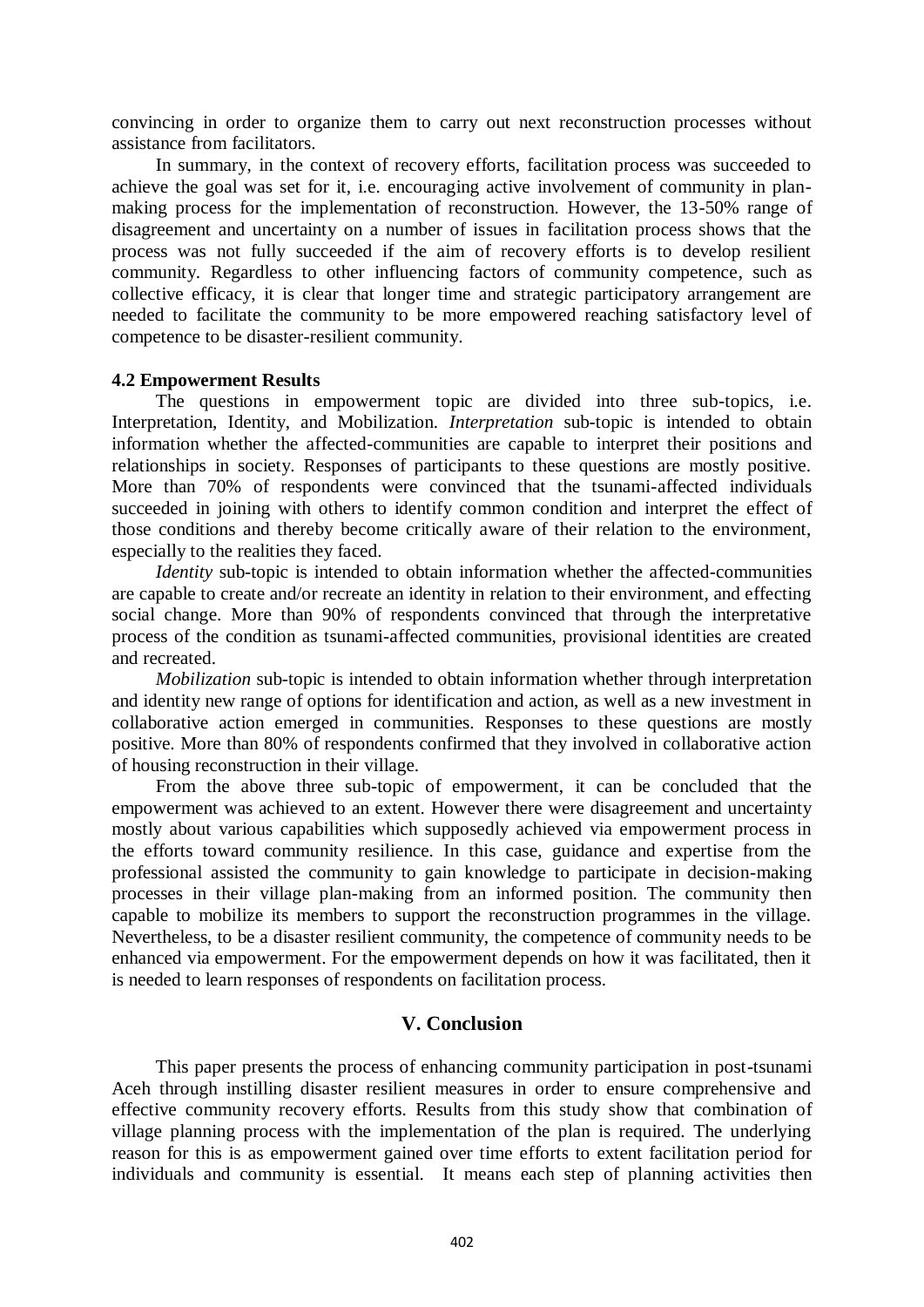convincing in order to organize them to carry out next reconstruction processes without assistance from facilitators.

In summary, in the context of recovery efforts, facilitation process was succeeded to achieve the goal was set for it, i.e. encouraging active involvement of community in plan-making process for the implementation of reconstruction. However, the 13-50% range of disagreement and uncertainty on a number of issues in facilitation process shows that the process was not fully succeeded if the aim of recovery efforts is to develop resilient community. Regardless to other influencing factors of community competence, such as collective efficacy, it is clear that longer time and strategic participatory arrangement are needed to facilitate the community to be more empowered reaching satisfactory level of competence to be disaster-resilient community.

### 4.2 Empowerment Results

The questions in empowerment topic are divided into three sub-topics, i.e. Interpretation, Identity, and Mobilization. *Interpretation* sub-topic is intended to obtain information whether the affected-communities are capable to interpret their positions and relationships in society. Responses of participants to these questions are mostly positive. More than 70% of respondents were convinced that the tsunami-affected individuals succeeded in joining with others to identify common condition and interpret the effect of those conditions and thereby become critically aware of their relation to the environment, especially to the realities they faced.

*Identity* sub-topic is intended to obtain information whether the affected-communities are capable to create and/or recreate an identity in relation to their environment, and effecting social change. More than 90% of respondents convinced that through the interpretative process of the condition as tsunami-affected communities, provisional identities are created and recreated.

*Mobilization* sub-topic is intended to obtain information whether through interpretation and identity new range of options for identification and action, as well as a new investment in collaborative action emerged in communities. Responses to these questions are mostly positive. More than 80% of respondents confirmed that they involved in collaborative action of housing reconstruction in their village.

From the above three sub-topic of empowerment, it can be concluded that the empowerment was achieved to an extent. However there were disagreement and uncertainty mostly about various capabilities which supposedly achieved via empowerment process in the efforts toward community resilience. In this case, guidance and expertise from the professional assisted the community to gain knowledge to participate in decision-making processes in their village plan-making from an informed position. The community then capable to mobilize its members to support the reconstruction programmes in the village. Nevertheless, to be a disaster resilient community, the competence of community needs to be enhanced via empowerment. For the empowerment depends on how it was facilitated, then it is needed to learn responses of respondents on facilitation process.

## V. Conclusion

This paper presents the process of enhancing community participation in post-tsunami Aceh through instilling disaster resilient measures in order to ensure comprehensive and effective community recovery efforts. Results from this study show that combination of village planning process with the implementation of the plan is required. The underlying reason for this is as empowerment gained over time efforts to extent facilitation period for individuals and community is essential. It means each step of planning activities then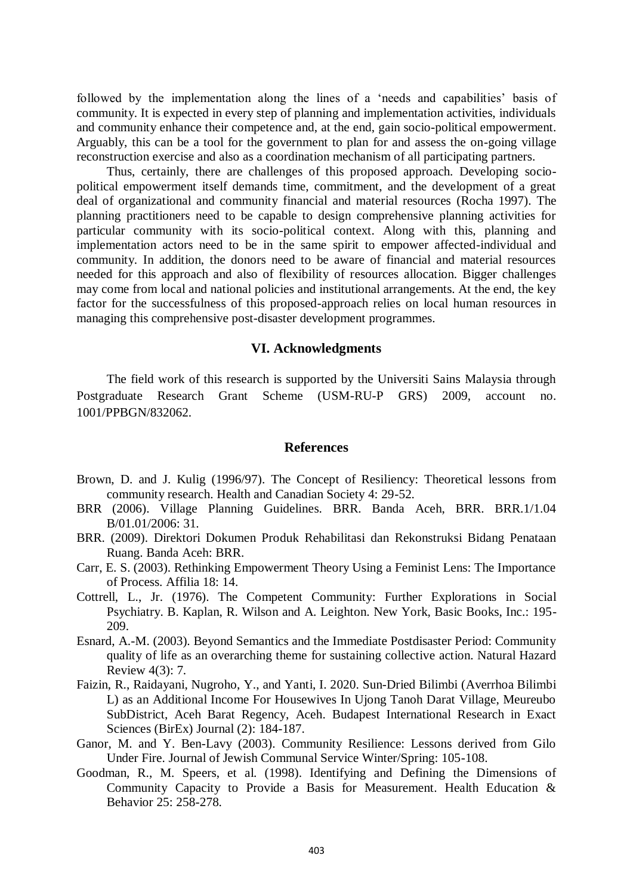followed by the implementation along the lines of a 'needs and capabilities' basis of community. It is expected in every step of planning and implementation activities, individuals and community enhance their competence and, at the end, gain socio-political empowerment. Arguably, this can be a tool for the government to plan for and assess the on-going village reconstruction exercise and also as a coordination mechanism of all participating partners.

Thus, certainly, there are challenges of this proposed approach. Developing socio-political empowerment itself demands time, commitment, and the development of a great deal of organizational and community financial and material resources (Rocha 1997). The planning practitioners need to be capable to design comprehensive planning activities for particular community with its socio-political context. Along with this, planning and implementation actors need to be in the same spirit to empower affected-individual and community. In addition, the donors need to be aware of financial and material resources needed for this approach and also of flexibility of resources allocation. Bigger challenges may come from local and national policies and institutional arrangements. At the end, the key factor for the successfulness of this proposed-approach relies on local human resources in managing this comprehensive post-disaster development programmes.

## VI. Acknowledgments

The field work of this research is supported by the Universiti Sains Malaysia through Postgraduate Research Grant Scheme (USM-RU-P GRS) 2009, account no. 1001/PPBGN/832062.

## References

Brown, D. and J. Kulig (1996/97). The Concept of Resiliency: Theoretical lessons from community research. Health and Canadian Society 4: 29-52.

BRR (2006). Village Planning Guidelines. BRR. Banda Aceh, BRR. BRR.1/1.04 B/01.01/2006: 31.

BRR. (2009). Direktori Dokumen Produk Rehabilitasi dan Rekonstruksi Bidang Penataan Ruang. Banda Aceh: BRR.

Carr, E. S. (2003). Rethinking Empowerment Theory Using a Feminist Lens: The Importance of Process. Affilia 18: 14.

Cottrell, L., Jr. (1976). The Competent Community: Further Explorations in Social Psychiatry. B. Kaplan, R. Wilson and A. Leighton. New York, Basic Books, Inc.: 195-209.

Esnard, A.-M. (2003). Beyond Semantics and the Immediate Postdisaster Period: Community quality of life as an overarching theme for sustaining collective action. Natural Hazard Review 4(3): 7.

Faizin, R., Raidayani, Nugroho, Y., and Yanti, I. 2020. Sun-Dried Bilimbi (Averrhoa Bilimbi L) as an Additional Income For Housewives In Ujong Tanoh Darat Village, Meureubo SubDistrict, Aceh Barat Regency, Aceh. Budapest International Research in Exact Sciences (BirEx) Journal (2): 184-187.

Ganor, M. and Y. Ben-Lavy (2003). Community Resilience: Lessons derived from Gilo Under Fire. Journal of Jewish Communal Service Winter/Spring: 105-108.

Goodman, R., M. Speers, et al. (1998). Identifying and Defining the Dimensions of Community Capacity to Provide a Basis for Measurement. Health Education & Behavior 25: 258-278.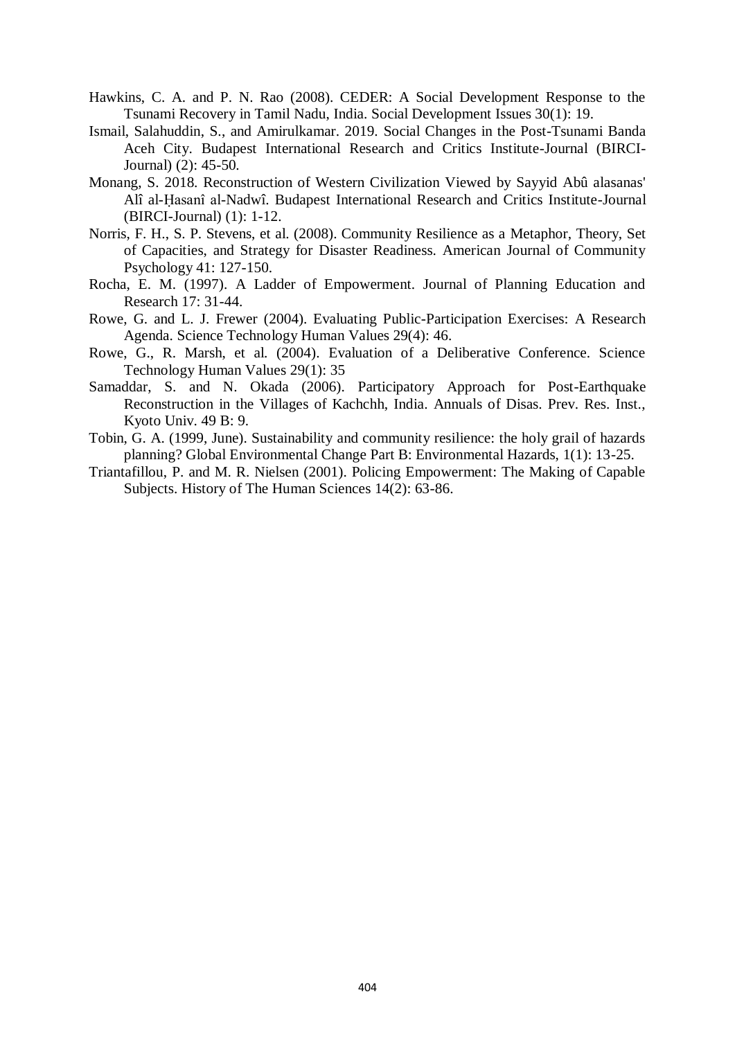Hawkins, C. A. and P. N. Rao (2008). CEDER: A Social Development Response to the Tsunami Recovery in Tamil Nadu, India. Social Development Issues 30(1): 19.

Ismail, Salahuddin, S., and Amirulkamar. 2019. Social Changes in the Post-Tsunami Banda Aceh City. Budapest International Research and Critics Institute-Journal (BIRCI-Journal) (2): 45-50.

Monang, S. 2018. Reconstruction of Western Civilization Viewed by Sayyid Abû alasanas' Alî al-Ḥasanî al-Nadwî. Budapest International Research and Critics Institute-Journal (BIRCI-Journal) (1): 1-12.

Norris, F. H., S. P. Stevens, et al. (2008). Community Resilience as a Metaphor, Theory, Set of Capacities, and Strategy for Disaster Readiness. American Journal of Community Psychology 41: 127-150.

Rocha, E. M. (1997). A Ladder of Empowerment. Journal of Planning Education and Research 17: 31-44.

Rowe, G. and L. J. Frewer (2004). Evaluating Public-Participation Exercises: A Research Agenda. Science Technology Human Values 29(4): 46.

Rowe, G., R. Marsh, et al. (2004). Evaluation of a Deliberative Conference. Science Technology Human Values 29(1): 35

Samaddar, S. and N. Okada (2006). Participatory Approach for Post-Earthquake Reconstruction in the Villages of Kachchh, India. Annuals of Disas. Prev. Res. Inst., Kyoto Univ. 49 B: 9.

Tobin, G. A. (1999, June). Sustainability and community resilience: the holy grail of hazards planning? Global Environmental Change Part B: Environmental Hazards, 1(1): 13-25.

Triantafillou, P. and M. R. Nielsen (2001). Policing Empowerment: The Making of Capable Subjects. History of The Human Sciences 14(2): 63-86.